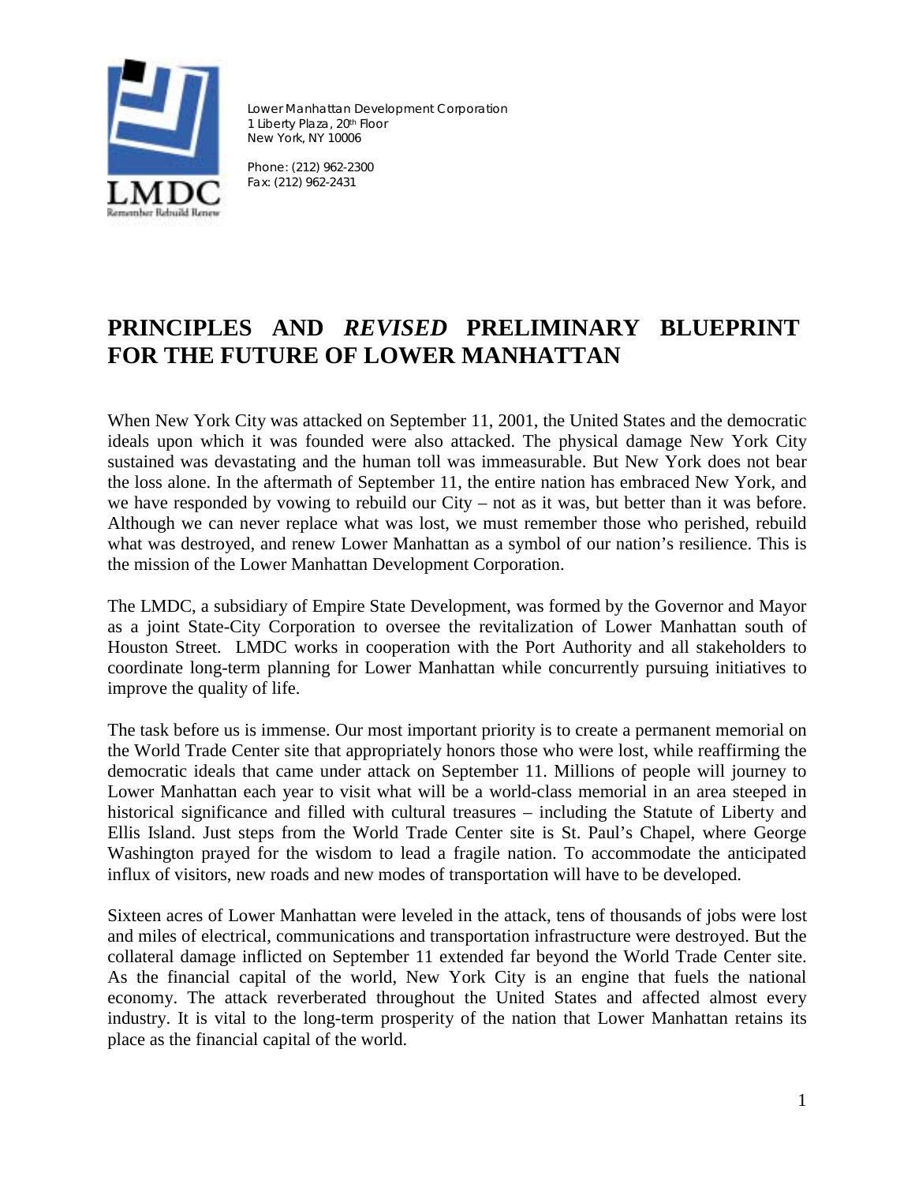Lower Manhattan Development Corporation
1 Liberty Plaza, 20th Floor
New York, NY 10006

Phone: (212) 962-2300
Fax: (212) 962-2431

# PRINCIPLES AND *REVISED* PRELIMINARY BLUEPRINT FOR THE FUTURE OF LOWER MANHATTAN

When New York City was attacked on September 11, 2001, the United States and the democratic ideals upon which it was founded were also attacked. The physical damage New York City sustained was devastating and the human toll was immeasurable. But New York does not bear the loss alone. In the aftermath of September 11, the entire nation has embraced New York, and we have responded by vowing to rebuild our City – not as it was, but better than it was before. Although we can never replace what was lost, we must remember those who perished, rebuild what was destroyed, and renew Lower Manhattan as a symbol of our nation's resilience. This is the mission of the Lower Manhattan Development Corporation.

The LMDC, a subsidiary of Empire State Development, was formed by the Governor and Mayor as a joint State-City Corporation to oversee the revitalization of Lower Manhattan south of Houston Street. LMDC works in cooperation with the Port Authority and all stakeholders to coordinate long-term planning for Lower Manhattan while concurrently pursuing initiatives to improve the quality of life.

The task before us is immense. Our most important priority is to create a permanent memorial on the World Trade Center site that appropriately honors those who were lost, while reaffirming the democratic ideals that came under attack on September 11. Millions of people will journey to Lower Manhattan each year to visit what will be a world-class memorial in an area steeped in historical significance and filled with cultural treasures – including the Statute of Liberty and Ellis Island. Just steps from the World Trade Center site is St. Paul's Chapel, where George Washington prayed for the wisdom to lead a fragile nation. To accommodate the anticipated influx of visitors, new roads and new modes of transportation will have to be developed.

Sixteen acres of Lower Manhattan were leveled in the attack, tens of thousands of jobs were lost and miles of electrical, communications and transportation infrastructure were destroyed. But the collateral damage inflicted on September 11 extended far beyond the World Trade Center site. As the financial capital of the world, New York City is an engine that fuels the national economy. The attack reverberated throughout the United States and affected almost every industry. It is vital to the long-term prosperity of the nation that Lower Manhattan retains its place as the financial capital of the world.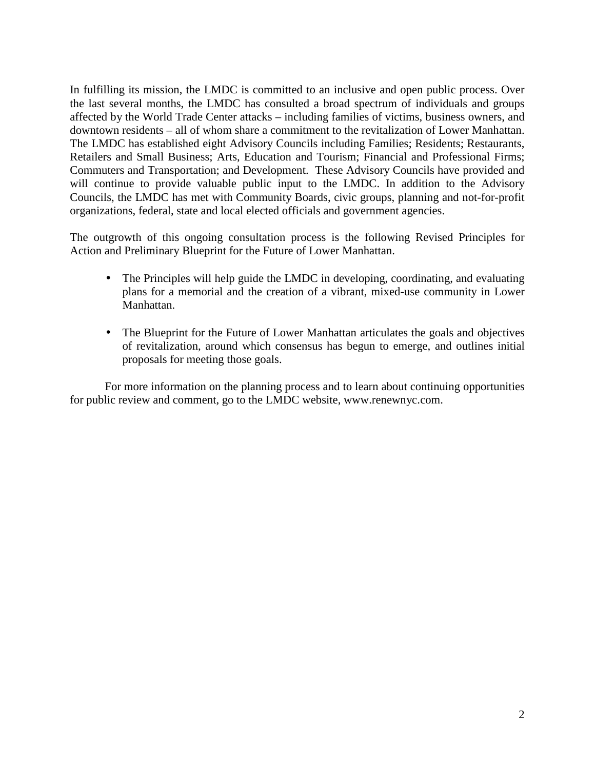In fulfilling its mission, the LMDC is committed to an inclusive and open public process. Over the last several months, the LMDC has consulted a broad spectrum of individuals and groups affected by the World Trade Center attacks – including families of victims, business owners, and downtown residents – all of whom share a commitment to the revitalization of Lower Manhattan. The LMDC has established eight Advisory Councils including Families; Residents; Restaurants, Retailers and Small Business; Arts, Education and Tourism; Financial and Professional Firms; Commuters and Transportation; and Development. These Advisory Councils have provided and will continue to provide valuable public input to the LMDC. In addition to the Advisory Councils, the LMDC has met with Community Boards, civic groups, planning and not-for-profit organizations, federal, state and local elected officials and government agencies.

The outgrowth of this ongoing consultation process is the following Revised Principles for Action and Preliminary Blueprint for the Future of Lower Manhattan.

- The Principles will help guide the LMDC in developing, coordinating, and evaluating plans for a memorial and the creation of a vibrant, mixed-use community in Lower Manhattan.

- The Blueprint for the Future of Lower Manhattan articulates the goals and objectives of revitalization, around which consensus has begun to emerge, and outlines initial proposals for meeting those goals.

For more information on the planning process and to learn about continuing opportunities for public review and comment, go to the LMDC website, www.renewnyc.com.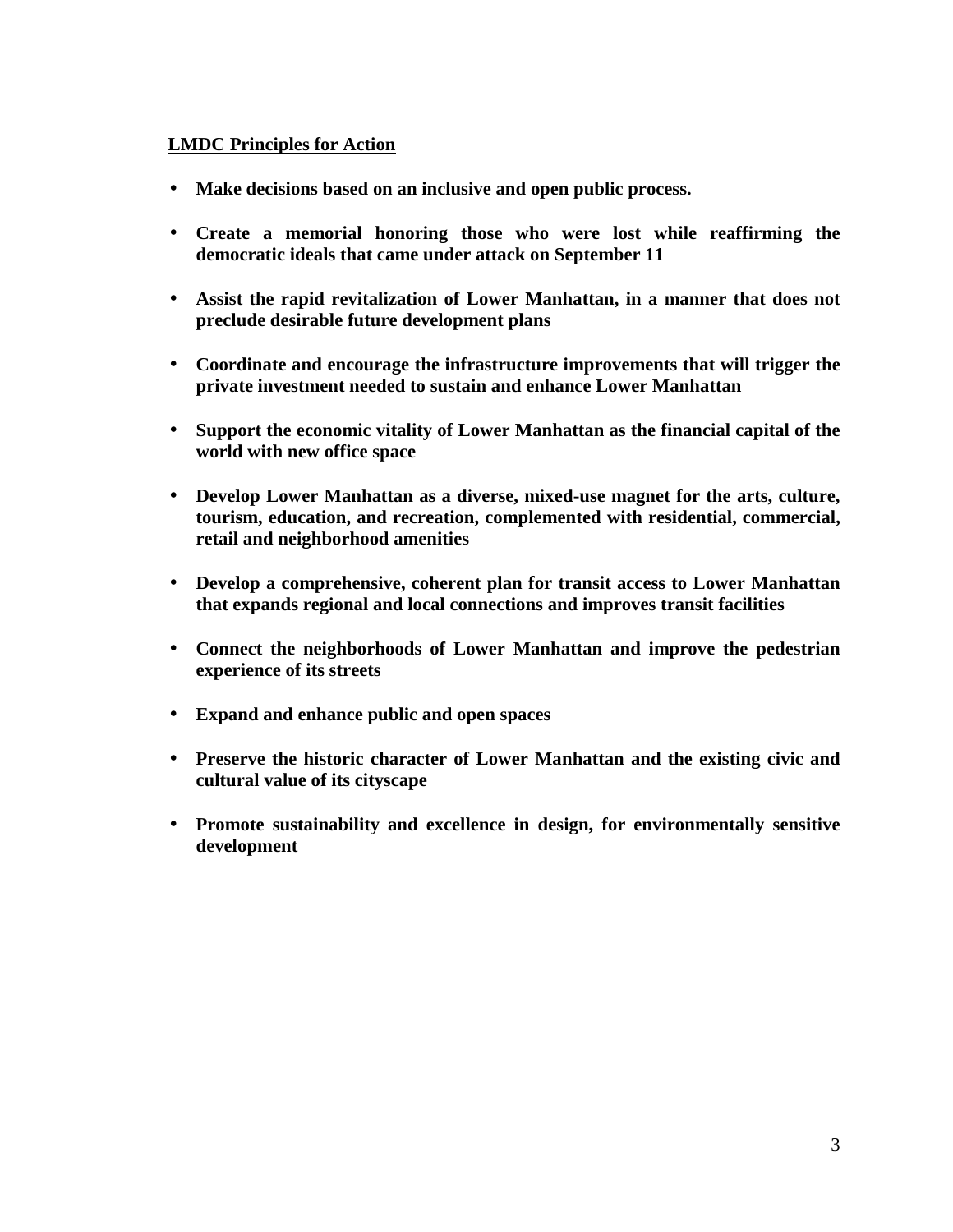**<u>LMDC Principles for Action</u>**

- **Make decisions based on an inclusive and open public process.**
- **Create a memorial honoring those who were lost while reaffirming the democratic ideals that came under attack on September 11**
- **Assist the rapid revitalization of Lower Manhattan, in a manner that does not preclude desirable future development plans**
- **Coordinate and encourage the infrastructure improvements that will trigger the private investment needed to sustain and enhance Lower Manhattan**
- **Support the economic vitality of Lower Manhattan as the financial capital of the world with new office space**
- **Develop Lower Manhattan as a diverse, mixed-use magnet for the arts, culture, tourism, education, and recreation, complemented with residential, commercial, retail and neighborhood amenities**
- **Develop a comprehensive, coherent plan for transit access to Lower Manhattan that expands regional and local connections and improves transit facilities**
- **Connect the neighborhoods of Lower Manhattan and improve the pedestrian experience of its streets**
- **Expand and enhance public and open spaces**
- **Preserve the historic character of Lower Manhattan and the existing civic and cultural value of its cityscape**
- **Promote sustainability and excellence in design, for environmentally sensitive development**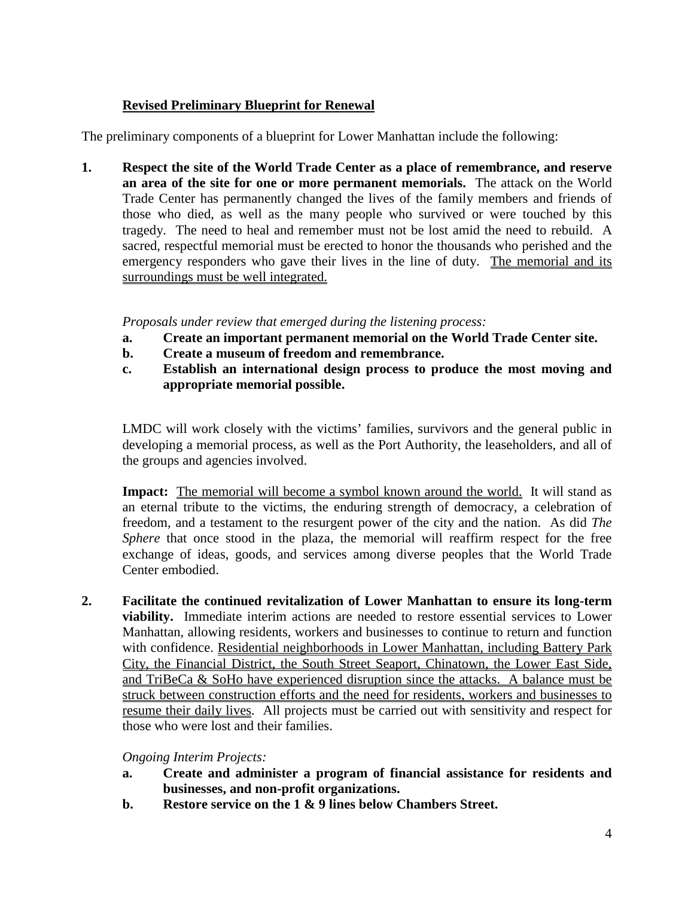**<u>Revised Preliminary Blueprint for Renewal</u>**

The preliminary components of a blueprint for Lower Manhattan include the following:

1. **Respect the site of the World Trade Center as a place of remembrance, and reserve an area of the site for one or more permanent memorials.** The attack on the World Trade Center has permanently changed the lives of the family members and friends of those who died, as well as the many people who survived or were touched by this tragedy. The need to heal and remember must not be lost amid the need to rebuild. A sacred, respectful memorial must be erected to honor the thousands who perished and the emergency responders who gave their lives in the line of duty. <u>The memorial and its surroundings must be well integrated.</u>

   *Proposals under review that emerged during the listening process:*

   a. **Create an important permanent memorial on the World Trade Center site.**
   b. **Create a museum of freedom and remembrance.**
   c. **Establish an international design process to produce the most moving and appropriate memorial possible.**

   LMDC will work closely with the victims' families, survivors and the general public in developing a memorial process, as well as the Port Authority, the leaseholders, and all of the groups and agencies involved.

   **Impact:** <u>The memorial will become a symbol known around the world.</u> It will stand as an eternal tribute to the victims, the enduring strength of democracy, a celebration of freedom, and a testament to the resurgent power of the city and the nation. As did *The Sphere* that once stood in the plaza, the memorial will reaffirm respect for the free exchange of ideas, goods, and services among diverse peoples that the World Trade Center embodied.

2. **Facilitate the continued revitalization of Lower Manhattan to ensure its long-term viability.** Immediate interim actions are needed to restore essential services to Lower Manhattan, allowing residents, workers and businesses to continue to return and function with confidence. <u>Residential neighborhoods in Lower Manhattan, including Battery Park City, the Financial District, the South Street Seaport, Chinatown, the Lower East Side, and TriBeCa & SoHo have experienced disruption since the attacks. A balance must be struck between construction efforts and the need for residents, workers and businesses to resume their daily lives</u>. All projects must be carried out with sensitivity and respect for those who were lost and their families.

   *Ongoing Interim Projects:*

   a. **Create and administer a program of financial assistance for residents and businesses, and non-profit organizations.**
   b. **Restore service on the 1 & 9 lines below Chambers Street.**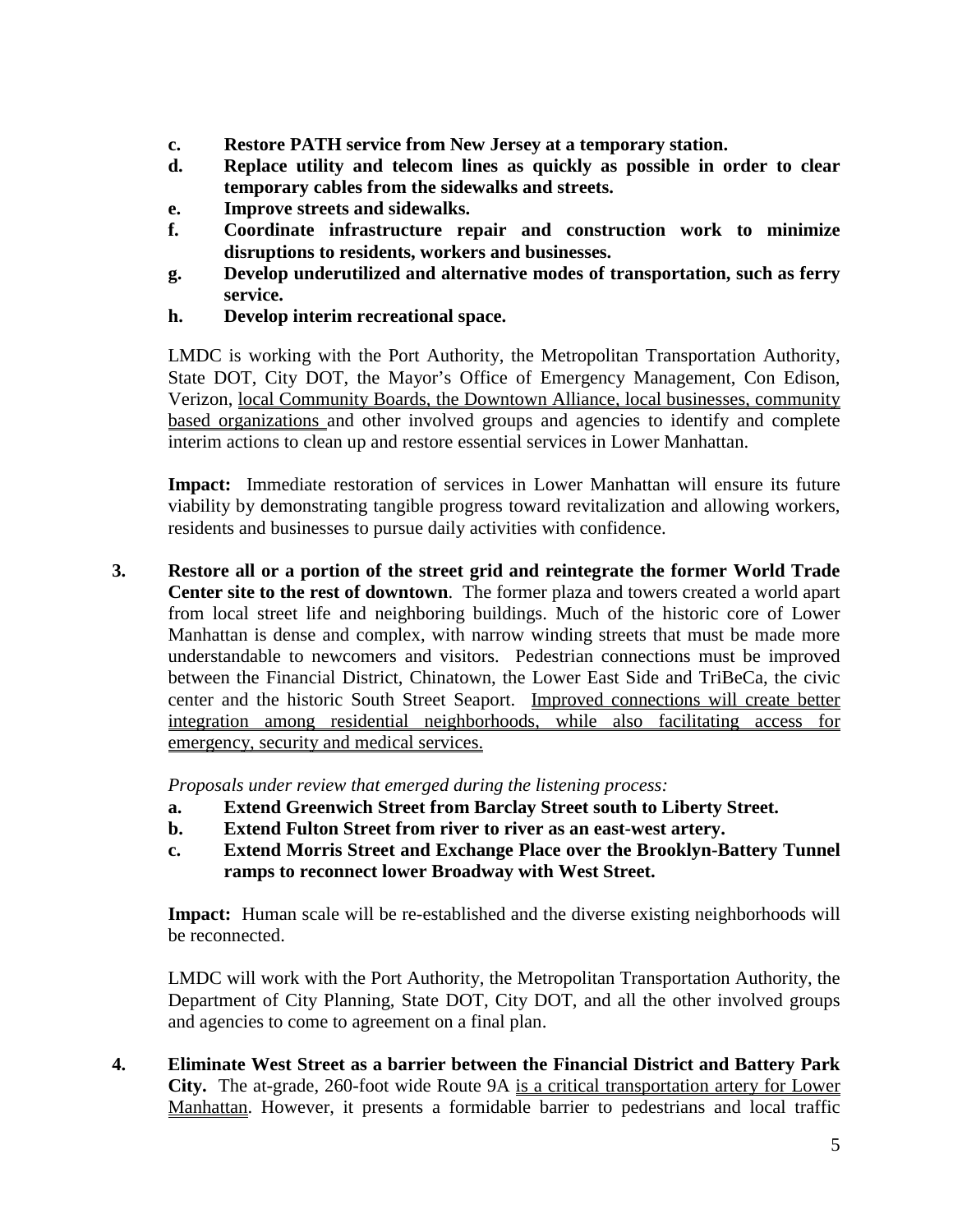c. **Restore PATH service from New Jersey at a temporary station.**
d. **Replace utility and telecom lines as quickly as possible in order to clear temporary cables from the sidewalks and streets.**
e. **Improve streets and sidewalks.**
f. **Coordinate infrastructure repair and construction work to minimize disruptions to residents, workers and businesses.**
g. **Develop underutilized and alternative modes of transportation, such as ferry service.**
h. **Develop interim recreational space.**

LMDC is working with the Port Authority, the Metropolitan Transportation Authority, State DOT, City DOT, the Mayor's Office of Emergency Management, Con Edison, Verizon, local Community Boards, the Downtown Alliance, local businesses, community based organizations and other involved groups and agencies to identify and complete interim actions to clean up and restore essential services in Lower Manhattan.

**Impact:** Immediate restoration of services in Lower Manhattan will ensure its future viability by demonstrating tangible progress toward revitalization and allowing workers, residents and businesses to pursue daily activities with confidence.

3. **Restore all or a portion of the street grid and reintegrate the former World Trade Center site to the rest of downtown**. The former plaza and towers created a world apart from local street life and neighboring buildings. Much of the historic core of Lower Manhattan is dense and complex, with narrow winding streets that must be made more understandable to newcomers and visitors. Pedestrian connections must be improved between the Financial District, Chinatown, the Lower East Side and TriBeCa, the civic center and the historic South Street Seaport. Improved connections will create better integration among residential neighborhoods, while also facilitating access for emergency, security and medical services.

*Proposals under review that emerged during the listening process:*

a. **Extend Greenwich Street from Barclay Street south to Liberty Street.**
b. **Extend Fulton Street from river to river as an east-west artery.**
c. **Extend Morris Street and Exchange Place over the Brooklyn-Battery Tunnel ramps to reconnect lower Broadway with West Street.**

**Impact:** Human scale will be re-established and the diverse existing neighborhoods will be reconnected.

LMDC will work with the Port Authority, the Metropolitan Transportation Authority, the Department of City Planning, State DOT, City DOT, and all the other involved groups and agencies to come to agreement on a final plan.

4. **Eliminate West Street as a barrier between the Financial District and Battery Park City.** The at-grade, 260-foot wide Route 9A is a critical transportation artery for Lower Manhattan. However, it presents a formidable barrier to pedestrians and local traffic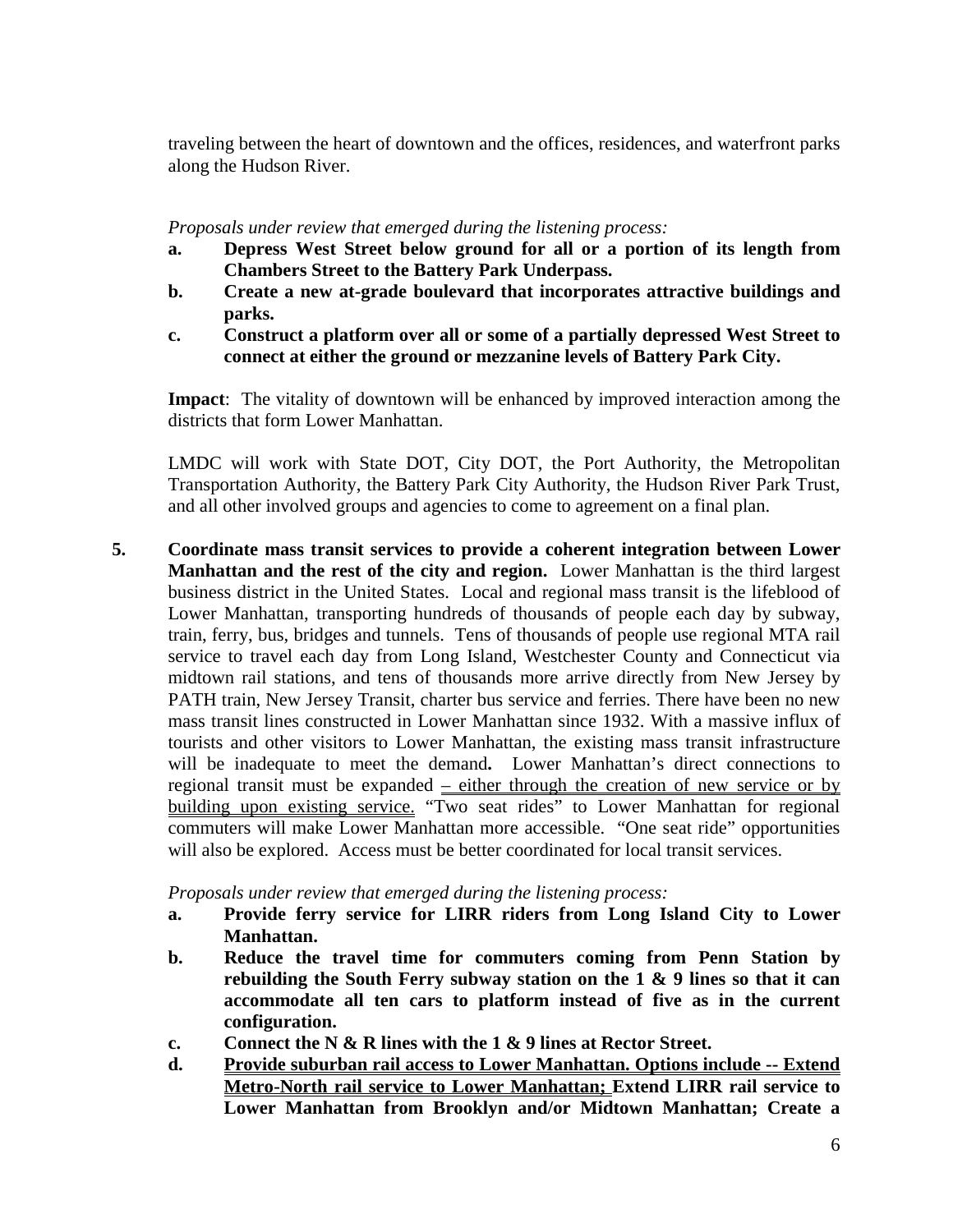traveling between the heart of downtown and the offices, residences, and waterfront parks along the Hudson River.

*Proposals under review that emerged during the listening process:*

- **a.** **Depress West Street below ground for all or a portion of its length from Chambers Street to the Battery Park Underpass.**
- **b.** **Create a new at-grade boulevard that incorporates attractive buildings and parks.**
- **c.** **Construct a platform over all or some of a partially depressed West Street to connect at either the ground or mezzanine levels of Battery Park City.**

**Impact**: The vitality of downtown will be enhanced by improved interaction among the districts that form Lower Manhattan.

LMDC will work with State DOT, City DOT, the Port Authority, the Metropolitan Transportation Authority, the Battery Park City Authority, the Hudson River Park Trust, and all other involved groups and agencies to come to agreement on a final plan.

**5.** **Coordinate mass transit services to provide a coherent integration between Lower Manhattan and the rest of the city and region.** Lower Manhattan is the third largest business district in the United States. Local and regional mass transit is the lifeblood of Lower Manhattan, transporting hundreds of thousands of people each day by subway, train, ferry, bus, bridges and tunnels. Tens of thousands of people use regional MTA rail service to travel each day from Long Island, Westchester County and Connecticut via midtown rail stations, and tens of thousands more arrive directly from New Jersey by PATH train, New Jersey Transit, charter bus service and ferries. There have been no new mass transit lines constructed in Lower Manhattan since 1932. With a massive influx of tourists and other visitors to Lower Manhattan, the existing mass transit infrastructure will be inadequate to meet the demand**.** Lower Manhattan's direct connections to regional transit must be expanded – either through the creation of new service or by building upon existing service. "Two seat rides" to Lower Manhattan for regional commuters will make Lower Manhattan more accessible. "One seat ride" opportunities will also be explored. Access must be better coordinated for local transit services.

*Proposals under review that emerged during the listening process:*

- **a.** **Provide ferry service for LIRR riders from Long Island City to Lower Manhattan.**
- **b.** **Reduce the travel time for commuters coming from Penn Station by rebuilding the South Ferry subway station on the 1 & 9 lines so that it can accommodate all ten cars to platform instead of five as in the current configuration.**
- **c.** **Connect the N & R lines with the 1 & 9 lines at Rector Street.**
- **d.** **Provide suburban rail access to Lower Manhattan. Options include -- Extend Metro-North rail service to Lower Manhattan; Extend LIRR rail service to Lower Manhattan from Brooklyn and/or Midtown Manhattan; Create a**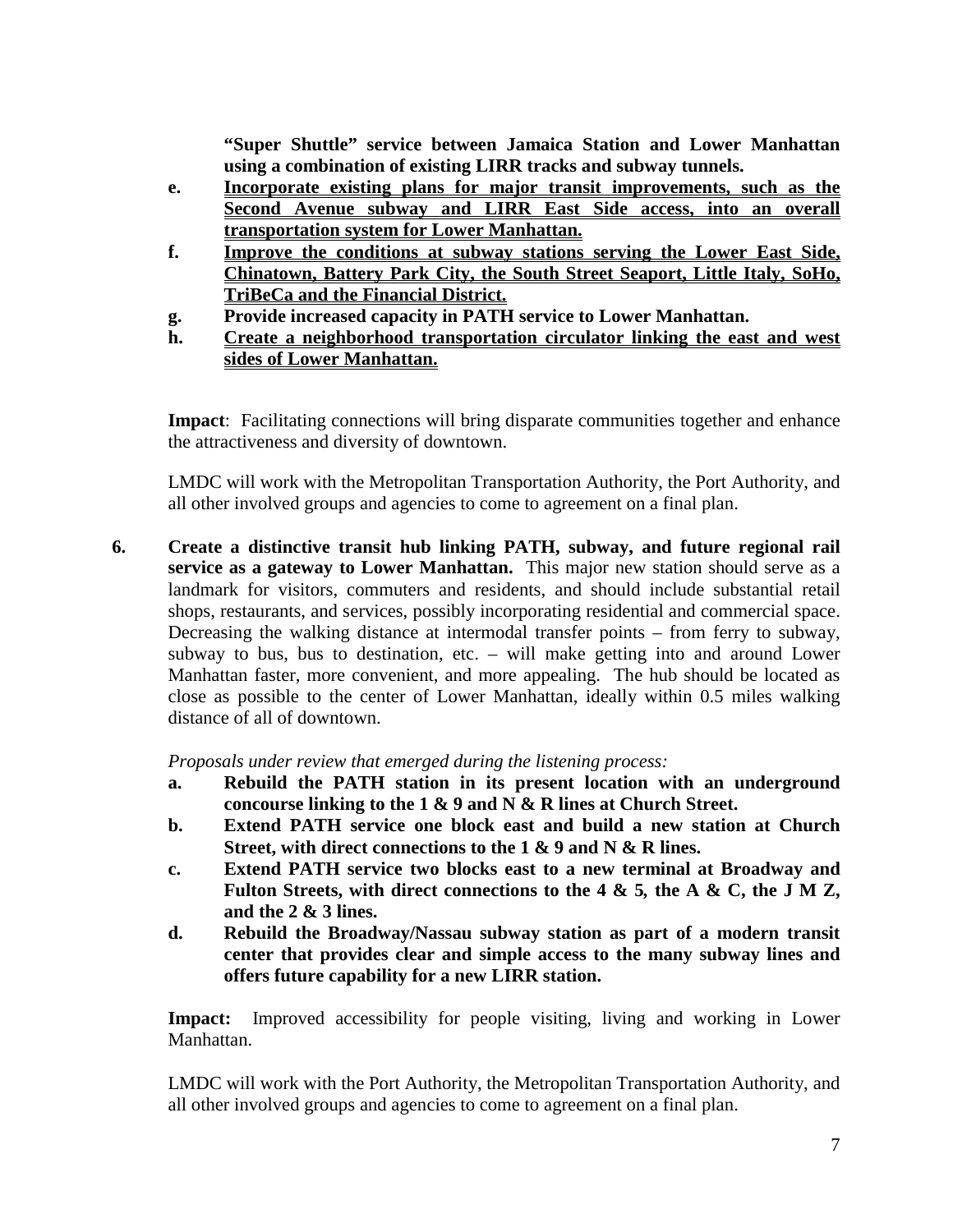**"Super Shuttle" service between Jamaica Station and Lower Manhattan using a combination of existing LIRR tracks and subway tunnels.**

e. **<u>Incorporate existing plans for major transit improvements, such as the Second Avenue subway and LIRR East Side access, into an overall transportation system for Lower Manhattan.</u>**
f. **<u>Improve the conditions at subway stations serving the Lower East Side, Chinatown, Battery Park City, the South Street Seaport, Little Italy, SoHo, TriBeCa and the Financial District.</u>**
g. **Provide increased capacity in PATH service to Lower Manhattan.**
h. **<u>Create a neighborhood transportation circulator linking the east and west sides of Lower Manhattan.</u>**

**Impact**: Facilitating connections will bring disparate communities together and enhance the attractiveness and diversity of downtown.

LMDC will work with the Metropolitan Transportation Authority, the Port Authority, and all other involved groups and agencies to come to agreement on a final plan.

6. **Create a distinctive transit hub linking PATH, subway, and future regional rail service as a gateway to Lower Manhattan.** This major new station should serve as a landmark for visitors, commuters and residents, and should include substantial retail shops, restaurants, and services, possibly incorporating residential and commercial space. Decreasing the walking distance at intermodal transfer points – from ferry to subway, subway to bus, bus to destination, etc. – will make getting into and around Lower Manhattan faster, more convenient, and more appealing. The hub should be located as close as possible to the center of Lower Manhattan, ideally within 0.5 miles walking distance of all of downtown.

   *Proposals under review that emerged during the listening process:*

   a. **Rebuild the PATH station in its present location with an underground concourse linking to the 1 & 9 and N & R lines at Church Street.**
   b. **Extend PATH service one block east and build a new station at Church Street, with direct connections to the 1 & 9 and N & R lines.**
   c. **Extend PATH service two blocks east to a new terminal at Broadway and Fulton Streets, with direct connections to the 4 & 5, the A & C, the J M Z, and the 2 & 3 lines.**
   d. **Rebuild the Broadway/Nassau subway station as part of a modern transit center that provides clear and simple access to the many subway lines and offers future capability for a new LIRR station.**

   **Impact:** Improved accessibility for people visiting, living and working in Lower Manhattan.

   LMDC will work with the Port Authority, the Metropolitan Transportation Authority, and all other involved groups and agencies to come to agreement on a final plan.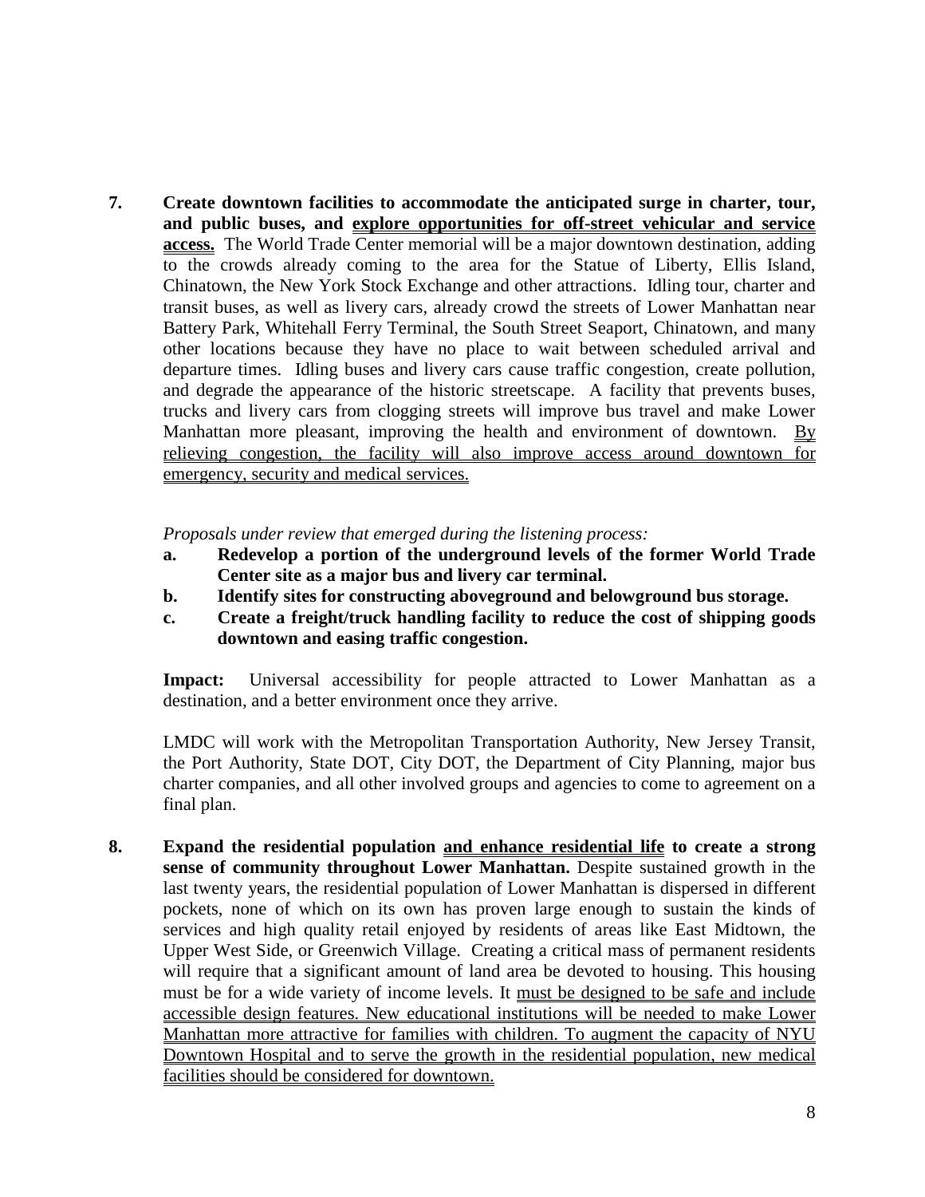**7. Create downtown facilities to accommodate the anticipated surge in charter, tour, and public buses, and <u>explore opportunities for off-street vehicular and service access.</u>** The World Trade Center memorial will be a major downtown destination, adding to the crowds already coming to the area for the Statue of Liberty, Ellis Island, Chinatown, the New York Stock Exchange and other attractions. Idling tour, charter and transit buses, as well as livery cars, already crowd the streets of Lower Manhattan near Battery Park, Whitehall Ferry Terminal, the South Street Seaport, Chinatown, and many other locations because they have no place to wait between scheduled arrival and departure times. Idling buses and livery cars cause traffic congestion, create pollution, and degrade the appearance of the historic streetscape. A facility that prevents buses, trucks and livery cars from clogging streets will improve bus travel and make Lower Manhattan more pleasant, improving the health and environment of downtown. <u>By relieving congestion, the facility will also improve access around downtown for emergency, security and medical services.</u>

*Proposals under review that emerged during the listening process:*

- **a. Redevelop a portion of the underground levels of the former World Trade Center site as a major bus and livery car terminal.**
- **b. Identify sites for constructing aboveground and belowground bus storage.**
- **c. Create a freight/truck handling facility to reduce the cost of shipping goods downtown and easing traffic congestion.**

**Impact:** Universal accessibility for people attracted to Lower Manhattan as a destination, and a better environment once they arrive.

LMDC will work with the Metropolitan Transportation Authority, New Jersey Transit, the Port Authority, State DOT, City DOT, the Department of City Planning, major bus charter companies, and all other involved groups and agencies to come to agreement on a final plan.

**8. Expand the residential population <u>and enhance residential life</u> to create a strong sense of community throughout Lower Manhattan.** Despite sustained growth in the last twenty years, the residential population of Lower Manhattan is dispersed in different pockets, none of which on its own has proven large enough to sustain the kinds of services and high quality retail enjoyed by residents of areas like East Midtown, the Upper West Side, or Greenwich Village. Creating a critical mass of permanent residents will require that a significant amount of land area be devoted to housing. This housing must be for a wide variety of income levels. It <u>must be designed to be safe and include accessible design features. New educational institutions will be needed to make Lower Manhattan more attractive for families with children. To augment the capacity of NYU Downtown Hospital and to serve the growth in the residential population, new medical facilities should be considered for downtown.</u>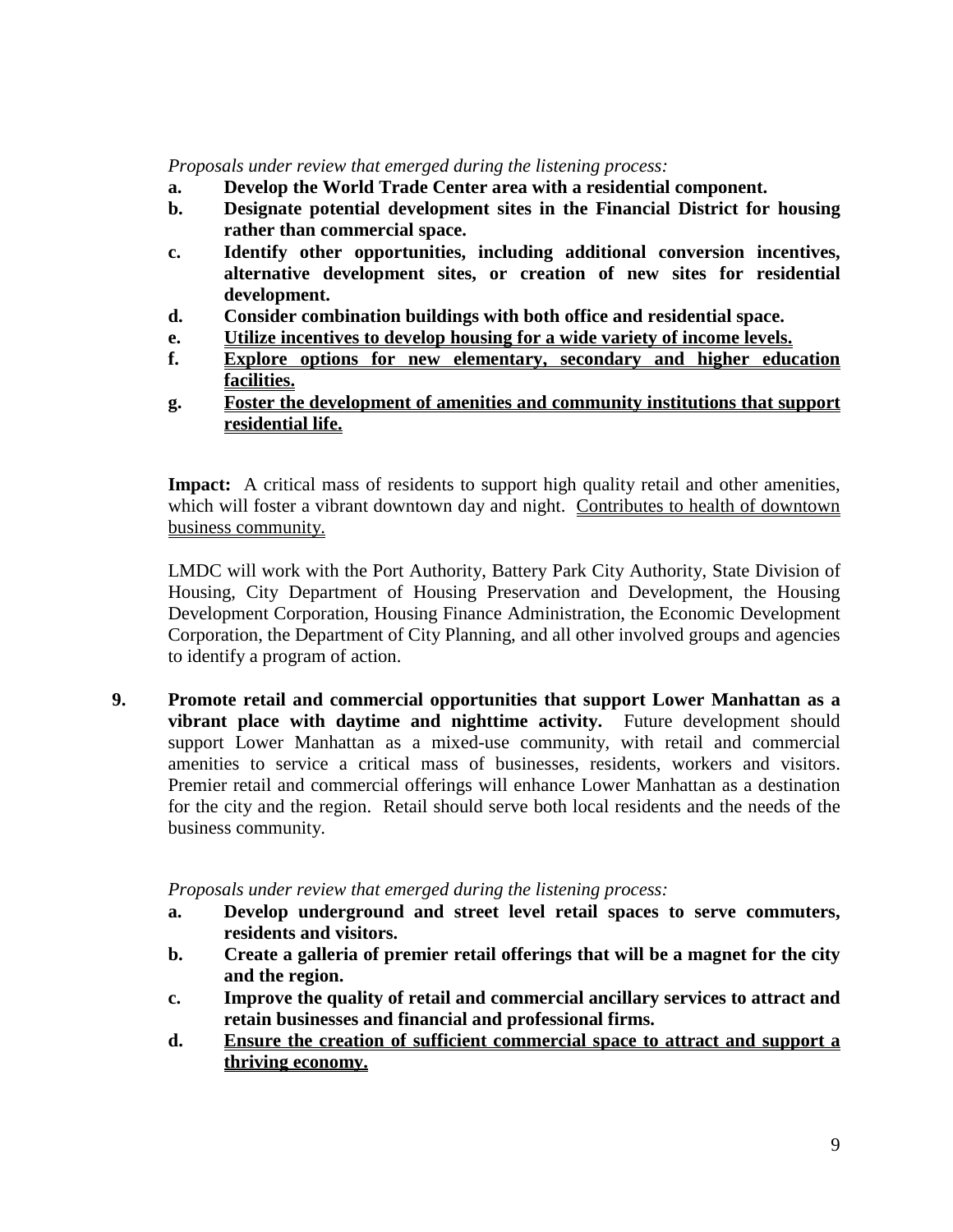*Proposals under review that emerged during the listening process:*

- **a. Develop the World Trade Center area with a residential component.**
- **b. Designate potential development sites in the Financial District for housing rather than commercial space.**
- **c. Identify other opportunities, including additional conversion incentives, alternative development sites, or creation of new sites for residential development.**
- **d. Consider combination buildings with both office and residential space.**
- **e. <u>Utilize incentives to develop housing for a wide variety of income levels.</u>**
- **f. <u>Explore options for new elementary, secondary and higher education facilities.</u>**
- **g. <u>Foster the development of amenities and community institutions that support residential life.</u>**

**Impact:** A critical mass of residents to support high quality retail and other amenities, which will foster a vibrant downtown day and night. <u>Contributes to health of downtown business community.</u>

LMDC will work with the Port Authority, Battery Park City Authority, State Division of Housing, City Department of Housing Preservation and Development, the Housing Development Corporation, Housing Finance Administration, the Economic Development Corporation, the Department of City Planning, and all other involved groups and agencies to identify a program of action.

**9. Promote retail and commercial opportunities that support Lower Manhattan as a vibrant place with daytime and nighttime activity.** Future development should support Lower Manhattan as a mixed-use community, with retail and commercial amenities to service a critical mass of businesses, residents, workers and visitors. Premier retail and commercial offerings will enhance Lower Manhattan as a destination for the city and the region. Retail should serve both local residents and the needs of the business community.

*Proposals under review that emerged during the listening process:*

- **a. Develop underground and street level retail spaces to serve commuters, residents and visitors.**
- **b. Create a galleria of premier retail offerings that will be a magnet for the city and the region.**
- **c. Improve the quality of retail and commercial ancillary services to attract and retain businesses and financial and professional firms.**
- **d. <u>Ensure the creation of sufficient commercial space to attract and support a thriving economy.</u>**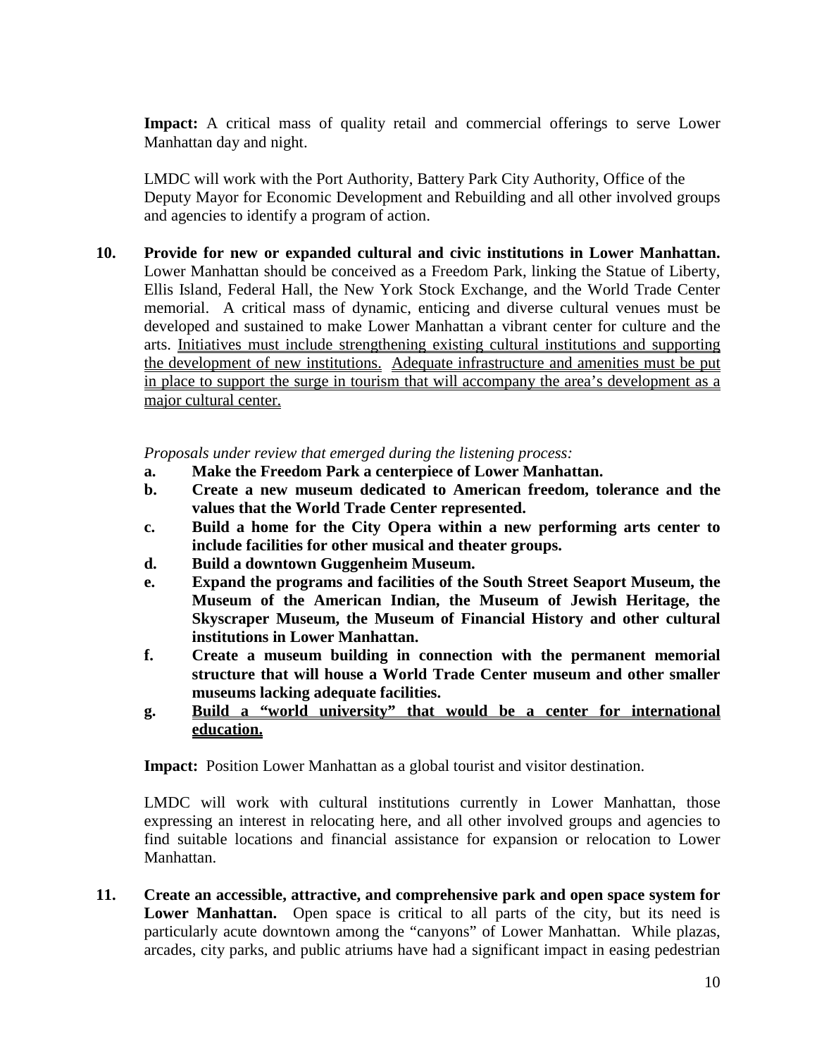**Impact:** A critical mass of quality retail and commercial offerings to serve Lower Manhattan day and night.

LMDC will work with the Port Authority, Battery Park City Authority, Office of the Deputy Mayor for Economic Development and Rebuilding and all other involved groups and agencies to identify a program of action.

**10. Provide for new or expanded cultural and civic institutions in Lower Manhattan.** Lower Manhattan should be conceived as a Freedom Park, linking the Statue of Liberty, Ellis Island, Federal Hall, the New York Stock Exchange, and the World Trade Center memorial. A critical mass of dynamic, enticing and diverse cultural venues must be developed and sustained to make Lower Manhattan a vibrant center for culture and the arts. <u>Initiatives must include strengthening existing cultural institutions and supporting the development of new institutions. Adequate infrastructure and amenities must be put in place to support the surge in tourism that will accompany the area's development as a major cultural center.</u>

*Proposals under review that emerged during the listening process:*

- **a. Make the Freedom Park a centerpiece of Lower Manhattan.**
- **b. Create a new museum dedicated to American freedom, tolerance and the values that the World Trade Center represented.**
- **c. Build a home for the City Opera within a new performing arts center to include facilities for other musical and theater groups.**
- **d. Build a downtown Guggenheim Museum.**
- **e. Expand the programs and facilities of the South Street Seaport Museum, the Museum of the American Indian, the Museum of Jewish Heritage, the Skyscraper Museum, the Museum of Financial History and other cultural institutions in Lower Manhattan.**
- **f. Create a museum building in connection with the permanent memorial structure that will house a World Trade Center museum and other smaller museums lacking adequate facilities.**
- **g. <u>Build a "world university" that would be a center for international education.</u>**

**Impact:** Position Lower Manhattan as a global tourist and visitor destination.

LMDC will work with cultural institutions currently in Lower Manhattan, those expressing an interest in relocating here, and all other involved groups and agencies to find suitable locations and financial assistance for expansion or relocation to Lower Manhattan.

**11. Create an accessible, attractive, and comprehensive park and open space system for Lower Manhattan.** Open space is critical to all parts of the city, but its need is particularly acute downtown among the "canyons" of Lower Manhattan. While plazas, arcades, city parks, and public atriums have had a significant impact in easing pedestrian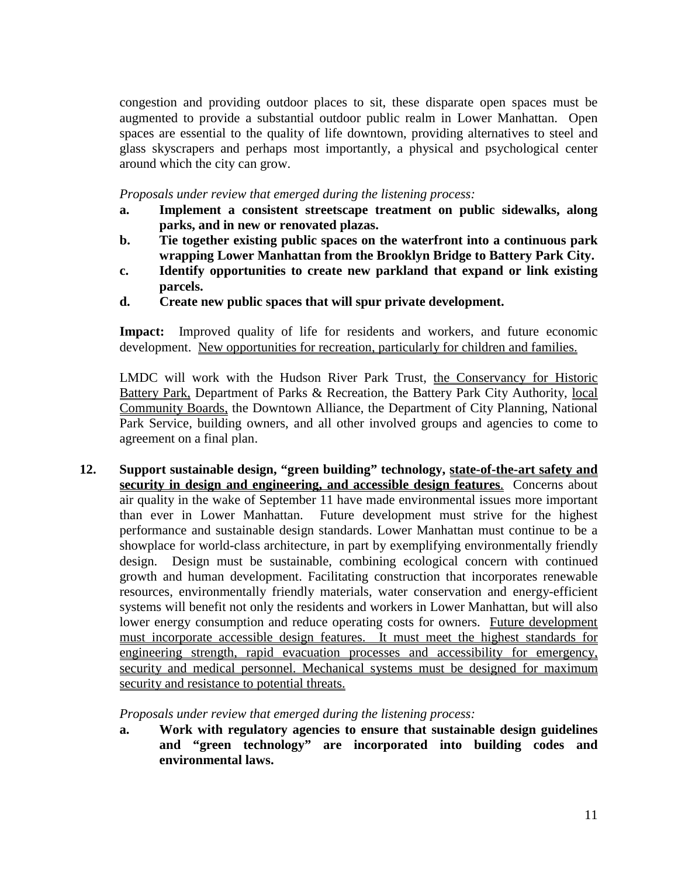congestion and providing outdoor places to sit, these disparate open spaces must be augmented to provide a substantial outdoor public realm in Lower Manhattan. Open spaces are essential to the quality of life downtown, providing alternatives to steel and glass skyscrapers and perhaps most importantly, a physical and psychological center around which the city can grow.

*Proposals under review that emerged during the listening process:*

- **a. Implement a consistent streetscape treatment on public sidewalks, along parks, and in new or renovated plazas.**
- **b. Tie together existing public spaces on the waterfront into a continuous park wrapping Lower Manhattan from the Brooklyn Bridge to Battery Park City.**
- **c. Identify opportunities to create new parkland that expand or link existing parcels.**
- **d. Create new public spaces that will spur private development.**

**Impact:** Improved quality of life for residents and workers, and future economic development. New opportunities for recreation, particularly for children and families.

LMDC will work with the Hudson River Park Trust, the Conservancy for Historic Battery Park, Department of Parks & Recreation, the Battery Park City Authority, local Community Boards, the Downtown Alliance, the Department of City Planning, National Park Service, building owners, and all other involved groups and agencies to come to agreement on a final plan.

**12. Support sustainable design, "green building" technology, state-of-the-art safety and security in design and engineering, and accessible design features.** Concerns about air quality in the wake of September 11 have made environmental issues more important than ever in Lower Manhattan. Future development must strive for the highest performance and sustainable design standards. Lower Manhattan must continue to be a showplace for world-class architecture, in part by exemplifying environmentally friendly design. Design must be sustainable, combining ecological concern with continued growth and human development. Facilitating construction that incorporates renewable resources, environmentally friendly materials, water conservation and energy-efficient systems will benefit not only the residents and workers in Lower Manhattan, but will also lower energy consumption and reduce operating costs for owners. Future development must incorporate accessible design features. It must meet the highest standards for engineering strength, rapid evacuation processes and accessibility for emergency, security and medical personnel. Mechanical systems must be designed for maximum security and resistance to potential threats.

*Proposals under review that emerged during the listening process:*

- **a. Work with regulatory agencies to ensure that sustainable design guidelines and "green technology" are incorporated into building codes and environmental laws.**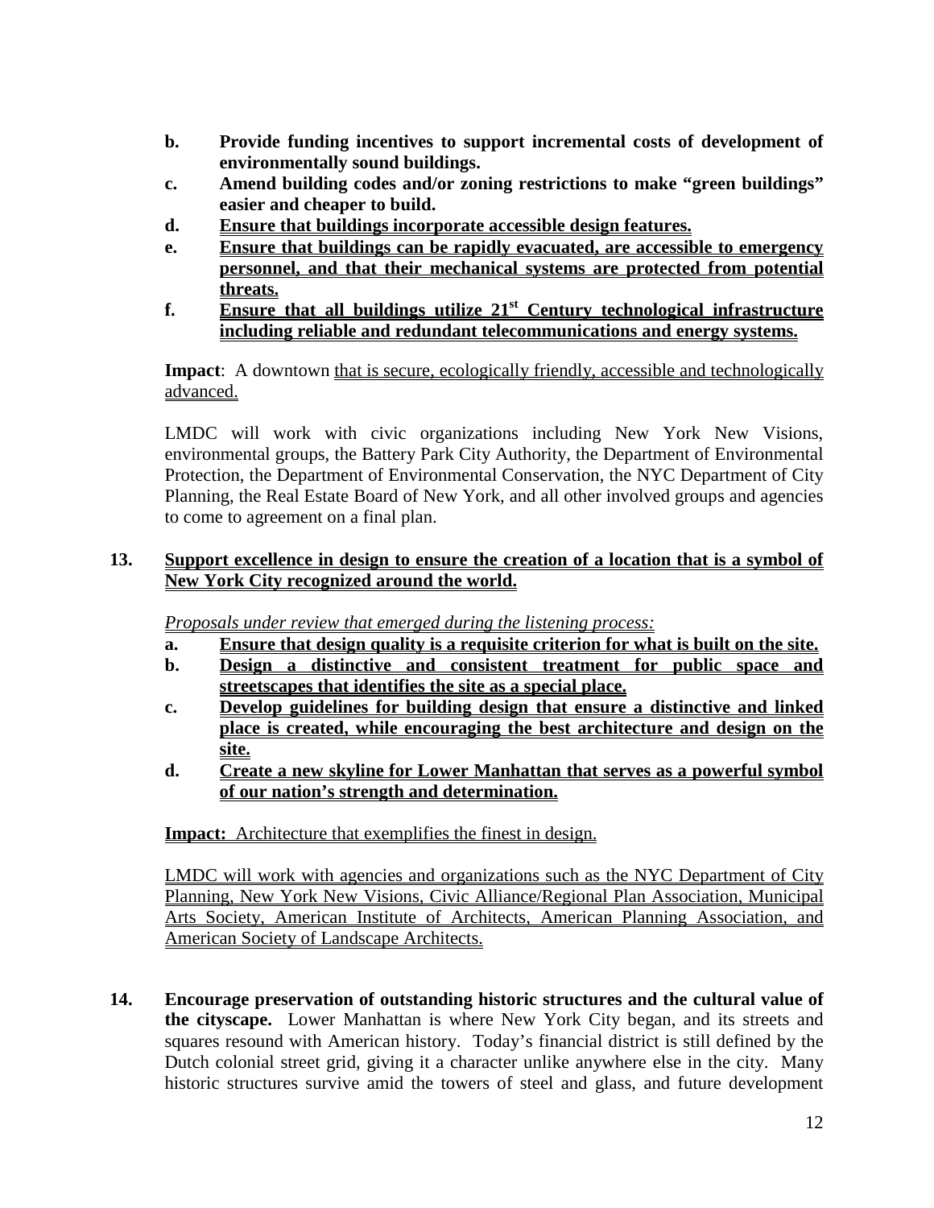b. **Provide funding incentives to support incremental costs of development of environmentally sound buildings.**

c. **Amend building codes and/or zoning restrictions to make "green buildings" easier and cheaper to build.**

d. **Ensure that buildings incorporate accessible design features.**

e. **Ensure that buildings can be rapidly evacuated, are accessible to emergency personnel, and that their mechanical systems are protected from potential threats.**

f. **Ensure that all buildings utilize 21st Century technological infrastructure including reliable and redundant telecommunications and energy systems.**

**Impact**: A downtown that is secure, ecologically friendly, accessible and technologically advanced.

LMDC will work with civic organizations including New York New Visions, environmental groups, the Battery Park City Authority, the Department of Environmental Protection, the Department of Environmental Conservation, the NYC Department of City Planning, the Real Estate Board of New York, and all other involved groups and agencies to come to agreement on a final plan.

**13. Support excellence in design to ensure the creation of a location that is a symbol of New York City recognized around the world.**

*Proposals under review that emerged during the listening process:*

a. **Ensure that design quality is a requisite criterion for what is built on the site.**

b. **Design a distinctive and consistent treatment for public space and streetscapes that identifies the site as a special place.**

c. **Develop guidelines for building design that ensure a distinctive and linked place is created, while encouraging the best architecture and design on the site.**

d. **Create a new skyline for Lower Manhattan that serves as a powerful symbol of our nation's strength and determination.**

**Impact:** Architecture that exemplifies the finest in design.

LMDC will work with agencies and organizations such as the NYC Department of City Planning, New York New Visions, Civic Alliance/Regional Plan Association, Municipal Arts Society, American Institute of Architects, American Planning Association, and American Society of Landscape Architects.

**14. Encourage preservation of outstanding historic structures and the cultural value of the cityscape.** Lower Manhattan is where New York City began, and its streets and squares resound with American history. Today's financial district is still defined by the Dutch colonial street grid, giving it a character unlike anywhere else in the city. Many historic structures survive amid the towers of steel and glass, and future development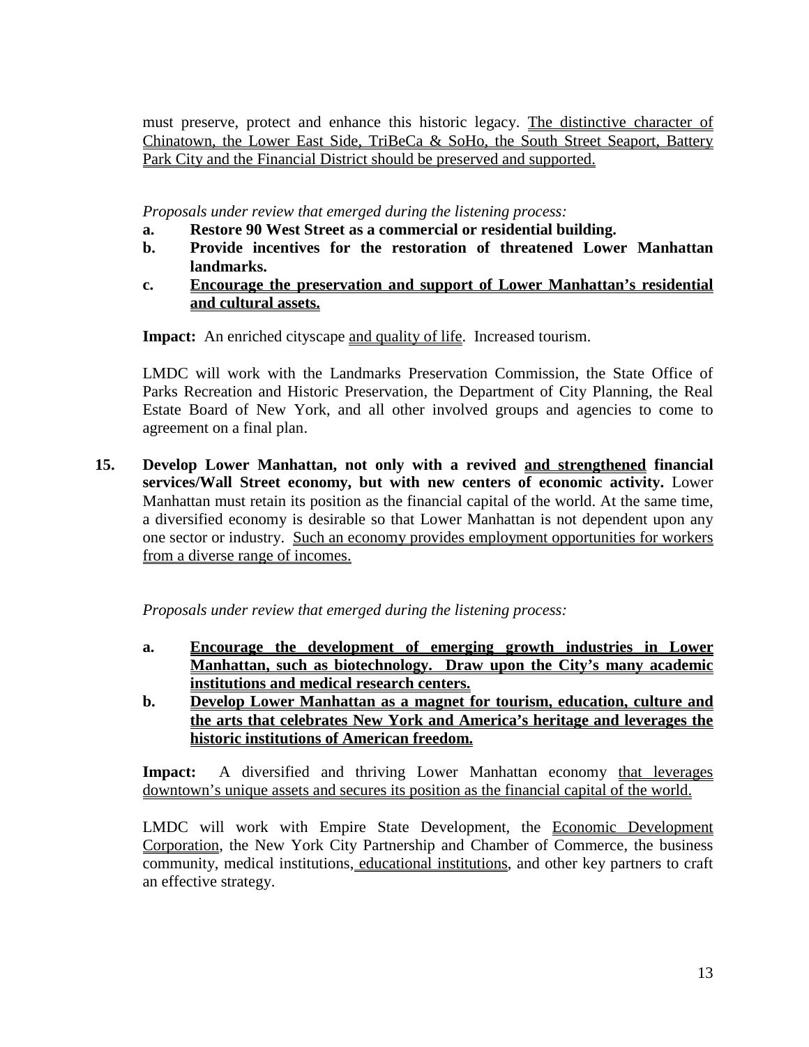must preserve, protect and enhance this historic legacy. The distinctive character of Chinatown, the Lower East Side, TriBeCa & SoHo, the South Street Seaport, Battery Park City and the Financial District should be preserved and supported.

*Proposals under review that emerged during the listening process:*

**a. Restore 90 West Street as a commercial or residential building.**

**b. Provide incentives for the restoration of threatened Lower Manhattan landmarks.**

**c. Encourage the preservation and support of Lower Manhattan's residential and cultural assets.**

**Impact:** An enriched cityscape and quality of life. Increased tourism.

LMDC will work with the Landmarks Preservation Commission, the State Office of Parks Recreation and Historic Preservation, the Department of City Planning, the Real Estate Board of New York, and all other involved groups and agencies to come to agreement on a final plan.

**15. Develop Lower Manhattan, not only with a revived and strengthened financial services/Wall Street economy, but with new centers of economic activity.** Lower Manhattan must retain its position as the financial capital of the world. At the same time, a diversified economy is desirable so that Lower Manhattan is not dependent upon any one sector or industry. Such an economy provides employment opportunities for workers from a diverse range of incomes.

*Proposals under review that emerged during the listening process:*

**a. Encourage the development of emerging growth industries in Lower Manhattan, such as biotechnology. Draw upon the City's many academic institutions and medical research centers.**

**b. Develop Lower Manhattan as a magnet for tourism, education, culture and the arts that celebrates New York and America's heritage and leverages the historic institutions of American freedom.**

**Impact:** A diversified and thriving Lower Manhattan economy that leverages downtown's unique assets and secures its position as the financial capital of the world.

LMDC will work with Empire State Development, the Economic Development Corporation, the New York City Partnership and Chamber of Commerce, the business community, medical institutions, educational institutions, and other key partners to craft an effective strategy.